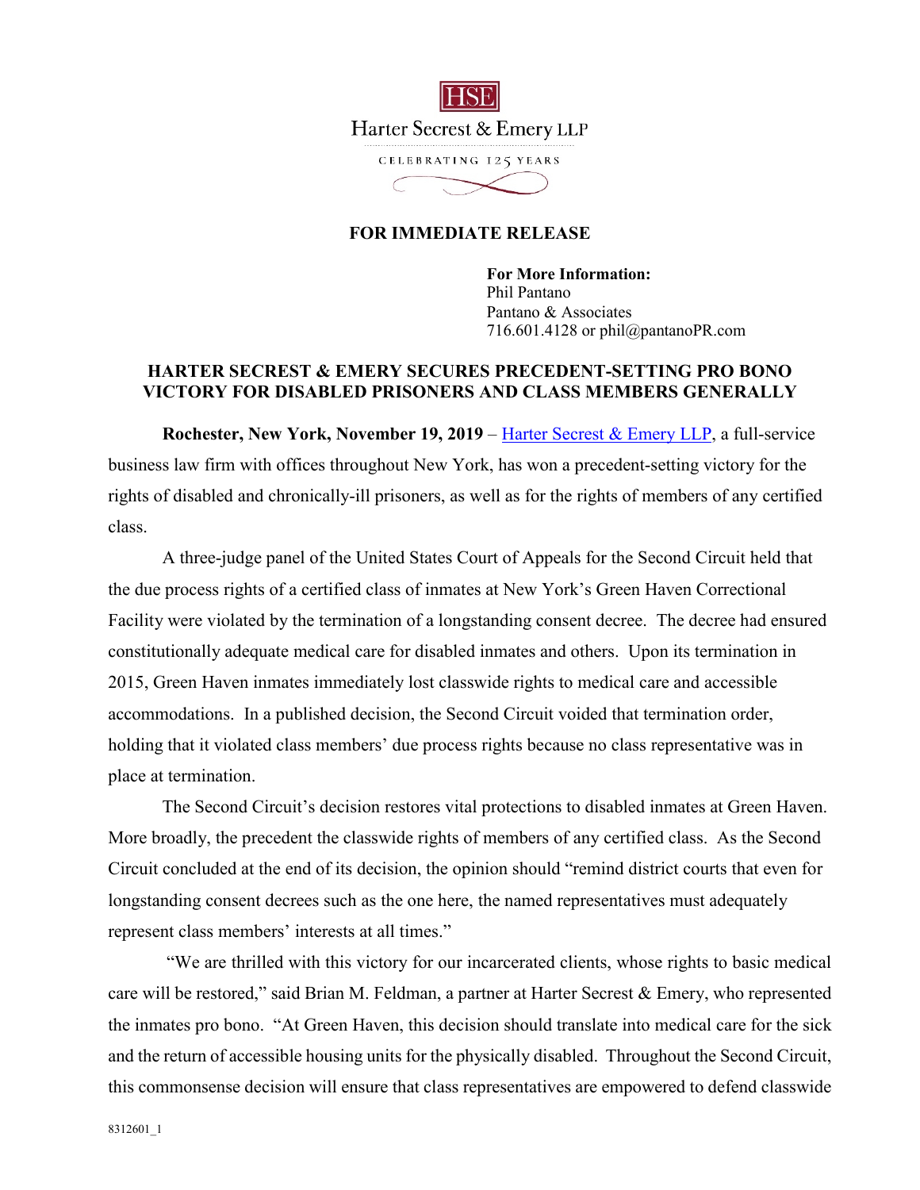HSE

Harter Secrest & Emery LLP

CELEBRATING 125 YEARS

**FOR IMMEDIATE RELEASE**

**For More Information:**
Phil Pantano
Pantano & Associates
716.601.4128 or phil@pantanoPR.com

# HARTER SECREST & EMERY SECURES PRECEDENT-SETTING PRO BONO VICTORY FOR DISABLED PRISONERS AND CLASS MEMBERS GENERALLY

**Rochester, New York, November 19, 2019** – Harter Secrest & Emery LLP, a full-service business law firm with offices throughout New York, has won a precedent-setting victory for the rights of disabled and chronically-ill prisoners, as well as for the rights of members of any certified class.

A three-judge panel of the United States Court of Appeals for the Second Circuit held that the due process rights of a certified class of inmates at New York's Green Haven Correctional Facility were violated by the termination of a longstanding consent decree. The decree had ensured constitutionally adequate medical care for disabled inmates and others. Upon its termination in 2015, Green Haven inmates immediately lost classwide rights to medical care and accessible accommodations. In a published decision, the Second Circuit voided that termination order, holding that it violated class members' due process rights because no class representative was in place at termination.

The Second Circuit's decision restores vital protections to disabled inmates at Green Haven. More broadly, the precedent the classwide rights of members of any certified class. As the Second Circuit concluded at the end of its decision, the opinion should "remind district courts that even for longstanding consent decrees such as the one here, the named representatives must adequately represent class members' interests at all times."

"We are thrilled with this victory for our incarcerated clients, whose rights to basic medical care will be restored," said Brian M. Feldman, a partner at Harter Secrest & Emery, who represented the inmates pro bono. "At Green Haven, this decision should translate into medical care for the sick and the return of accessible housing units for the physically disabled. Throughout the Second Circuit, this commonsense decision will ensure that class representatives are empowered to defend classwide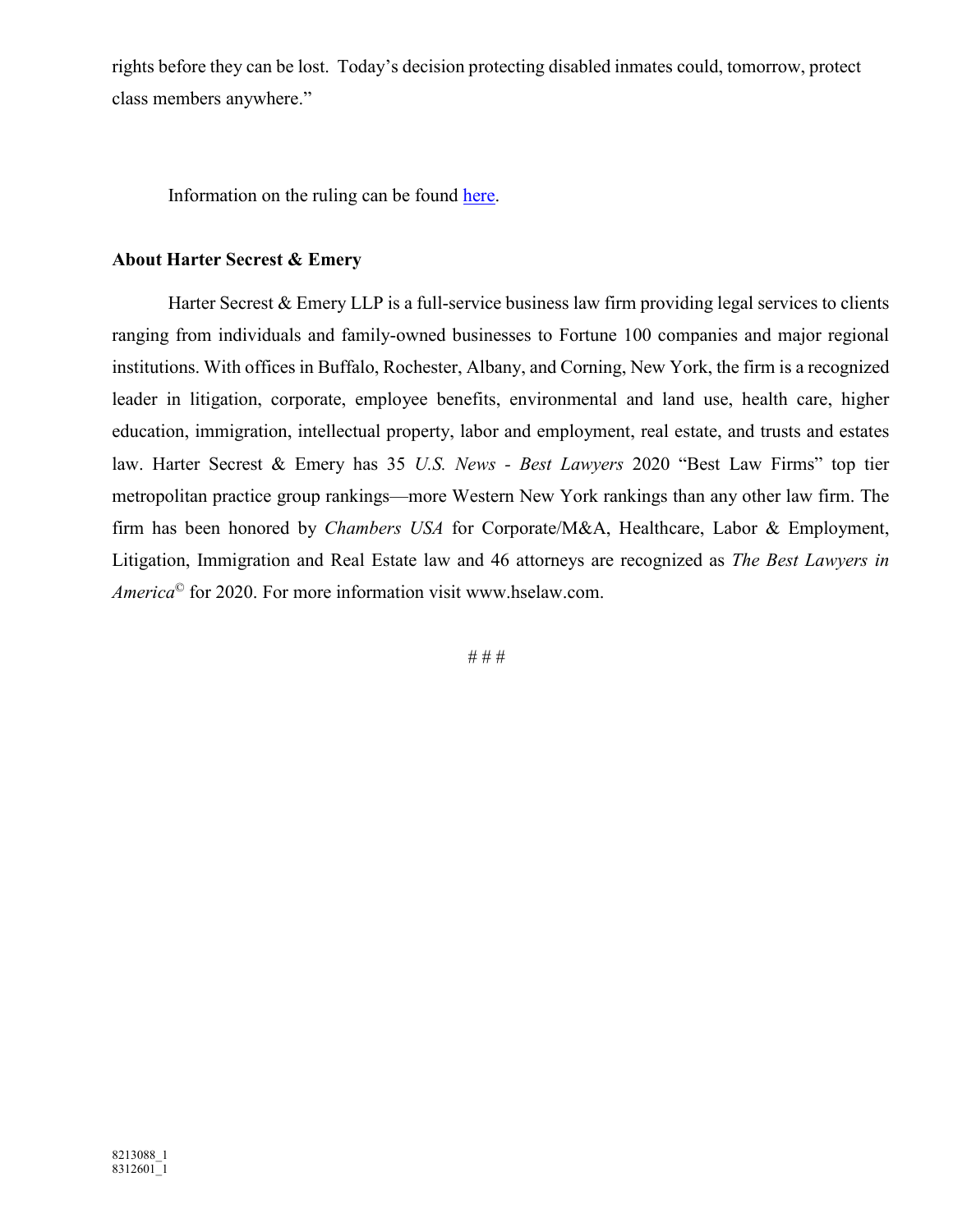rights before they can be lost. Today's decision protecting disabled inmates could, tomorrow, protect class members anywhere."

Information on the ruling can be found here.

**About Harter Secrest & Emery**

Harter Secrest & Emery LLP is a full-service business law firm providing legal services to clients ranging from individuals and family-owned businesses to Fortune 100 companies and major regional institutions. With offices in Buffalo, Rochester, Albany, and Corning, New York, the firm is a recognized leader in litigation, corporate, employee benefits, environmental and land use, health care, higher education, immigration, intellectual property, labor and employment, real estate, and trusts and estates law. Harter Secrest & Emery has 35 *U.S. News - Best Lawyers* 2020 "Best Law Firms" top tier metropolitan practice group rankings—more Western New York rankings than any other law firm. The firm has been honored by *Chambers USA* for Corporate/M&A, Healthcare, Labor & Employment, Litigation, Immigration and Real Estate law and 46 attorneys are recognized as *The Best Lawyers in America*© for 2020. For more information visit www.hselaw.com.

# # #

8213088_1
8312601_1